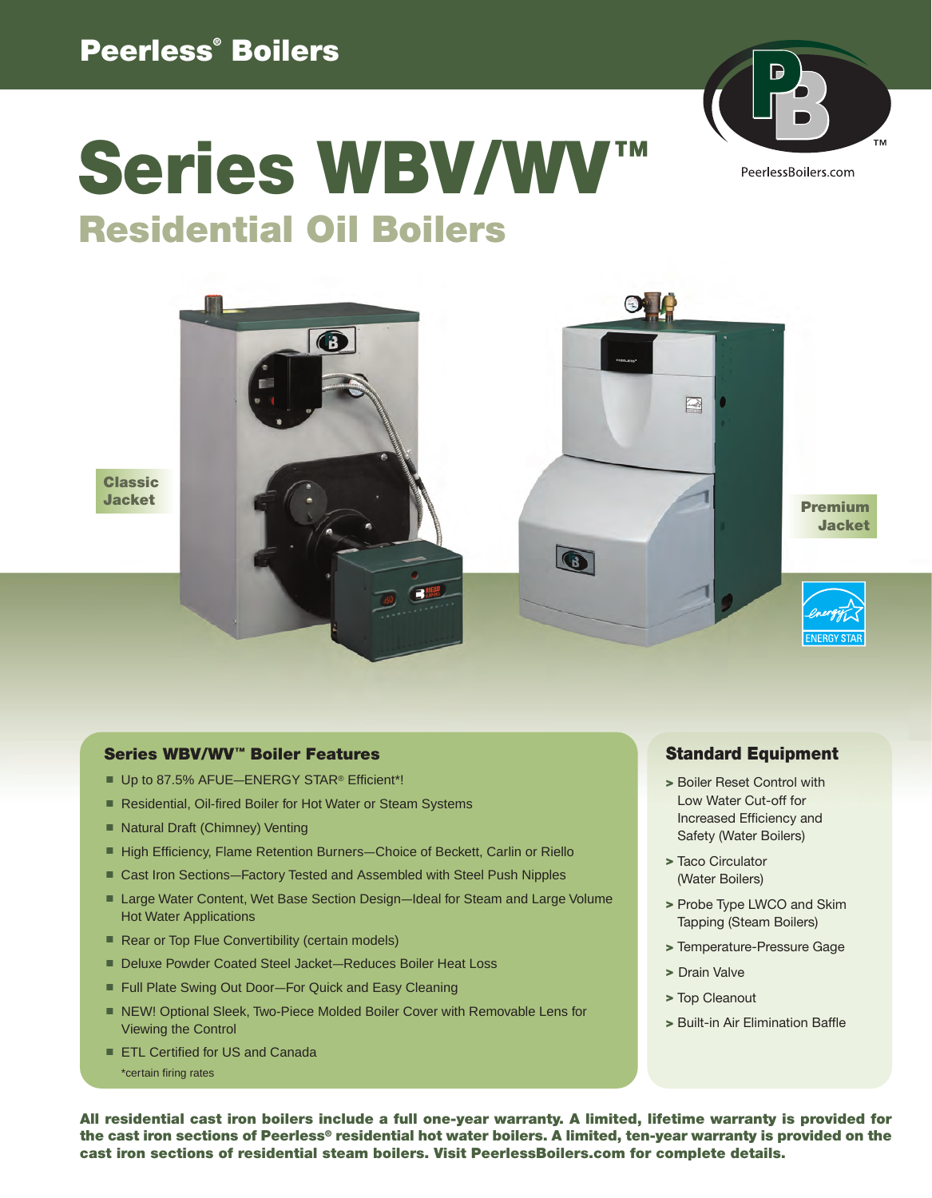# Peerless® Boilers

PeerlessBoilers.com

# Series WBV/WV™

## Residential Oil Boilers

Classic Jacket

Premium Jacket

### Series WBV/WV™ Boiler Features

- Up to 87.5% AFUE—ENERGY STAR® Efficient*!
- Residential, Oil-fired Boiler for Hot Water or Steam Systems
- Natural Draft (Chimney) Venting
- High Efficiency, Flame Retention Burners—Choice of Beckett, Carlin or Riello
- Cast Iron Sections—Factory Tested and Assembled with Steel Push Nipples
- Large Water Content, Wet Base Section Design—Ideal for Steam and Large Volume Hot Water Applications
- Rear or Top Flue Convertibility (certain models)
- Deluxe Powder Coated Steel Jacket—Reduces Boiler Heat Loss
- Full Plate Swing Out Door—For Quick and Easy Cleaning
- NEW! Optional Sleek, Two-Piece Molded Boiler Cover with Removable Lens for Viewing the Control
- ETL Certified for US and Canada

*certain firing rates

### Standard Equipment

- Boiler Reset Control with Low Water Cut-off for Increased Efficiency and Safety (Water Boilers)
- Taco Circulator (Water Boilers)
- Probe Type LWCO and Skim Tapping (Steam Boilers)
- Temperature-Pressure Gage
- Drain Valve
- Top Cleanout
- Built-in Air Elimination Baffle

**All residential cast iron boilers include a full one-year warranty. A limited, lifetime warranty is provided for the cast iron sections of Peerless® residential hot water boilers. A limited, ten-year warranty is provided on the cast iron sections of residential steam boilers. Visit PeerlessBoilers.com for complete details.**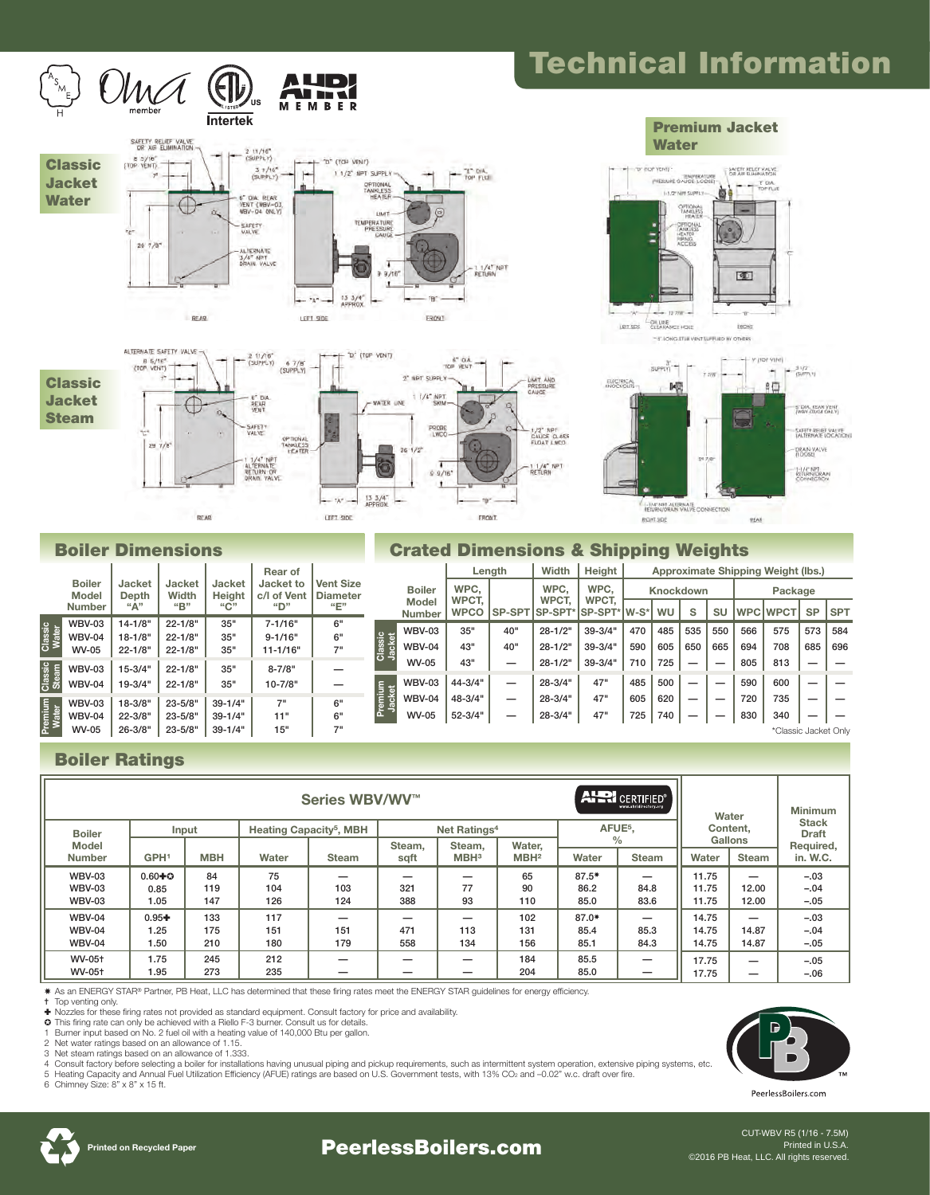# Technical Information

Classic Jacket Water

Premium Jacket Water

Classic Jacket Steam

## Boiler Dimensions

| | Boiler Model Number | Jacket Depth "A" | Jacket Width "B" | Jacket Height "C" | Rear of Jacket to c/l of Vent "D" | Vent Size Diameter "E" |
|---|---|---|---|---|---|---|
| Classic Water | WBV-03 | 14-1/8" | 22-1/8" | 35" | 7-1/16" | 6" |
| | WBV-04 | 18-1/8" | 22-1/8" | 35" | 9-1/16" | 6" |
| | WV-05 | 22-1/8" | 22-1/8" | 35" | 11-1/16" | 7" |
| Classic Steam | WBV-03 | 15-3/4" | 22-1/8" | 35" | 8-7/8" | — |
| | WBV-04 | 19-3/4" | 22-1/8" | 35" | 10-7/8" | — |
| Premium Water | WBV-03 | 18-3/8" | 23-5/8" | 39-1/4" | 7" | 6" |
| | WBV-04 | 22-3/8" | 23-5/8" | 39-1/4" | 11" | 6" |
| | WV-05 | 26-3/8" | 23-5/8" | 39-1/4" | 15" | 7" |

## Crated Dimensions & Shipping Weights

| | Boiler Model Number | Length | | Width | Height | Approximate Shipping Weight (lbs.) | | | | | | | |
|---|---|---|---|---|---|---|---|---|---|---|---|---|---|
| | | | | | | Knockdown | | | | Package | | | |
| | | WPC, WPCT, WPCO | SP-SPT | WPC, WPCT, SP-SPT* | WPC, WPCT, SP-SPT* | W-S* | WU | S | SU | WPC | WPCT | SP | SPT |
| Classic Jacket | WBV-03 | 35" | 40" | 28-1/2" | 39-3/4" | 470 | 485 | 535 | 550 | 566 | 575 | 573 | 584 |
| | WBV-04 | 43" | 40" | 28-1/2" | 39-3/4" | 590 | 605 | 650 | 665 | 694 | 708 | 685 | 696 |
| | WV-05 | 43" | — | 28-1/2" | 39-3/4" | 710 | 725 | — | — | 805 | 813 | — | — |
| Premium Jacket | WBV-03 | 44-3/4" | — | 28-3/4" | 47" | 485 | 500 | — | — | 590 | 600 | — | — |
| | WBV-04 | 48-3/4" | — | 28-3/4" | 47" | 605 | 620 | — | — | 720 | 735 | — | — |
| | WV-05 | 52-3/4" | — | 28-3/4" | 47" | 725 | 740 | — | — | 830 | 340 | — | — |

*Classic Jacket Only

## Boiler Ratings

Series WBV/WV™ — AHRI CERTIFIED®

| Boiler Model Number | Input | | Heating Capacity[5], MBH | | Net Ratings[4] | | | AFUE[5], % | | Water Content, Gallons | | Minimum Stack Draft Required, in. W.C. |
|---|---|---|---|---|---|---|---|---|---|---|---|---|
| | GPH[1] | MBH | Water | Steam | Steam, sqft | Steam, MBH[3] | Water, MBH[2] | Water | Steam | Water | Steam | |
| WBV-03 | 0.60✚✪ | 84 | 75 | — | — | — | 65 | 87.5✷ | — | 11.75 | — | –.03 |
| WBV-03 | 0.85 | 119 | 104 | 103 | 321 | 77 | 90 | 86.2 | 84.8 | 11.75 | 12.00 | –.04 |
| WBV-03 | 1.05 | 147 | 126 | 124 | 388 | 93 | 110 | 85.0 | 83.6 | 11.75 | 12.00 | –.05 |
| WBV-04 | 0.95✚ | 133 | 117 | — | — | — | 102 | 87.0✷ | — | 14.75 | — | –.03 |
| WBV-04 | 1.25 | 175 | 151 | 151 | 471 | 113 | 131 | 85.4 | 85.3 | 14.75 | 14.87 | –.04 |
| WBV-04 | 1.50 | 210 | 180 | 179 | 558 | 134 | 156 | 85.1 | 84.3 | 14.75 | 14.87 | –.05 |
| WV-05† | 1.75 | 245 | 212 | — | — | — | 184 | 85.5 | — | 17.75 | — | –.05 |
| WV-05† | 1.95 | 273 | 235 | — | — | — | 204 | 85.0 | — | 17.75 | — | –.06 |

✷ As an ENERGY STAR® Partner, PB Heat, LLC has determined that these firing rates meet the ENERGY STAR guidelines for energy efficiency.
† Top venting only.
✚ Nozzles for these firing rates not provided as standard equipment. Consult factory for price and availability.
✪ This firing rate can only be achieved with a Riello F-3 burner. Consult us for details.
1 Burner input based on No. 2 fuel oil with a heating value of 140,000 Btu per gallon.
2 Net water ratings based on an allowance of 1.15.
3 Net steam ratings based on an allowance of 1.333.
4 Consult factory before selecting a boiler for installations having unusual piping and pickup requirements, such as intermittent system operation, extensive piping systems, etc.
5 Heating Capacity and Annual Fuel Utilization Efficiency (AFUE) ratings are based on U.S. Government tests, with 13% $CO_2$ and –0.02" w.c. draft over fire.
6 Chimney Size: 8" x 8" x 15 ft.

PeerlessBoilers.com

Printed on Recycled Paper

CUT-WBV R5 (1/16 - 7.5M)
Printed in U.S.A.
©2016 PB Heat, LLC. All rights reserved.